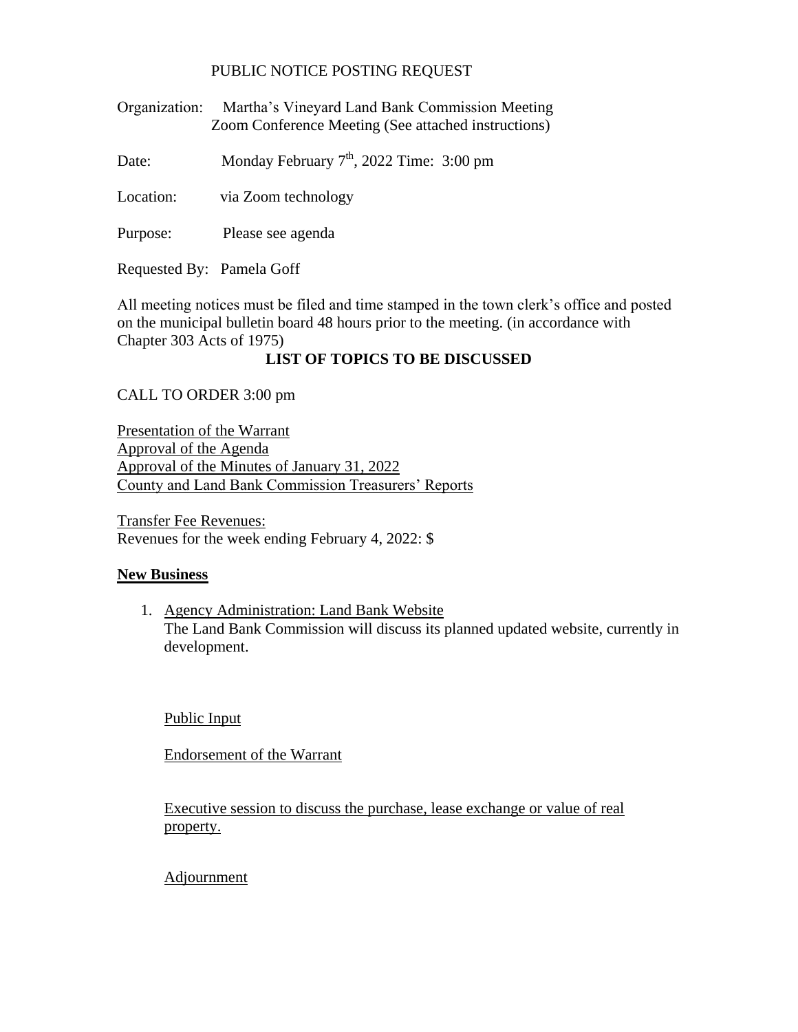PUBLIC NOTICE POSTING REQUEST

Organization: Martha's Vineyard Land Bank Commission Meeting
Zoom Conference Meeting (See attached instructions)

Date: Monday February 7th, 2022 Time: 3:00 pm

Location: via Zoom technology

Purpose: Please see agenda

Requested By: Pamela Goff

All meeting notices must be filed and time stamped in the town clerk's office and posted on the municipal bulletin board 48 hours prior to the meeting. (in accordance with Chapter 303 Acts of 1975)

**LIST OF TOPICS TO BE DISCUSSED**

CALL TO ORDER 3:00 pm

Presentation of the Warrant
Approval of the Agenda
Approval of the Minutes of January 31, 2022
County and Land Bank Commission Treasurers' Reports

Transfer Fee Revenues:
Revenues for the week ending February 4, 2022: $

**New Business**

1. Agency Administration: Land Bank Website
   The Land Bank Commission will discuss its planned updated website, currently in development.

   Public Input

   Endorsement of the Warrant

   Executive session to discuss the purchase, lease exchange or value of real property.

   Adjournment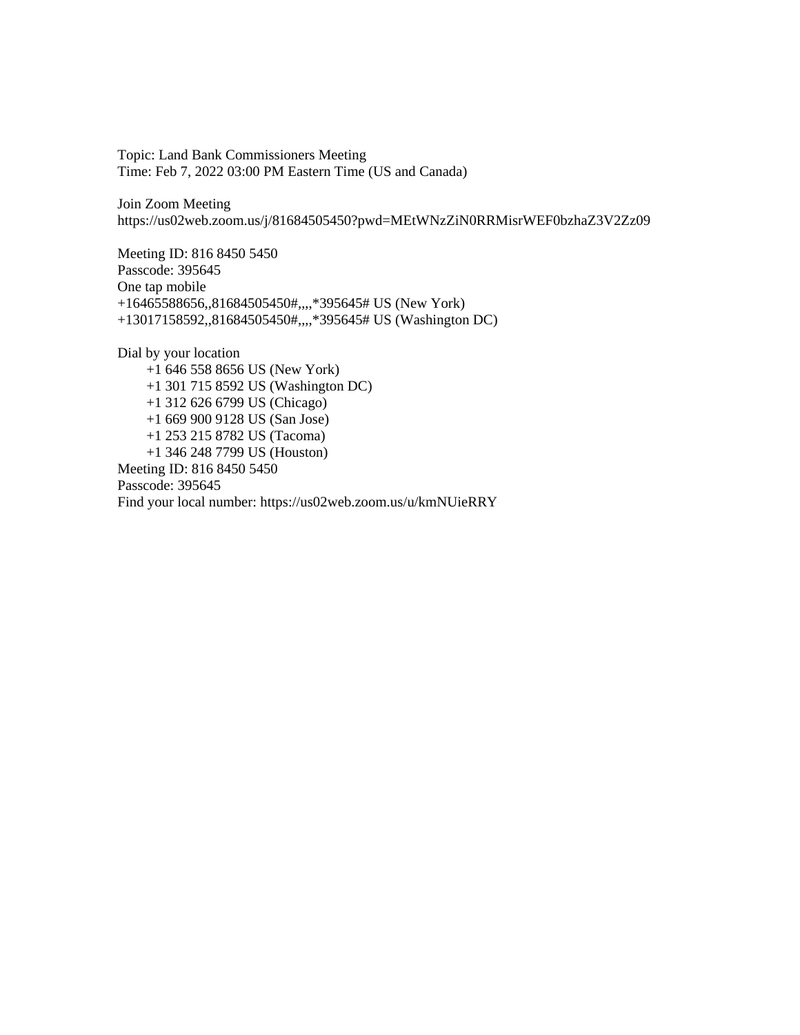Topic: Land Bank Commissioners Meeting
Time: Feb 7, 2022 03:00 PM Eastern Time (US and Canada)

Join Zoom Meeting
https://us02web.zoom.us/j/81684505450?pwd=MEtWNzZiN0RRMisrWEF0bzhaZ3V2Zz09

Meeting ID: 816 8450 5450
Passcode: 395645
One tap mobile
+16465588656,,81684505450#,,,,*395645# US (New York)
+13017158592,,81684505450#,,,,*395645# US (Washington DC)

Dial by your location
+1 646 558 8656 US (New York)
+1 301 715 8592 US (Washington DC)
+1 312 626 6799 US (Chicago)
+1 669 900 9128 US (San Jose)
+1 253 215 8782 US (Tacoma)
+1 346 248 7799 US (Houston)
Meeting ID: 816 8450 5450
Passcode: 395645
Find your local number: https://us02web.zoom.us/u/kmNUieRRY